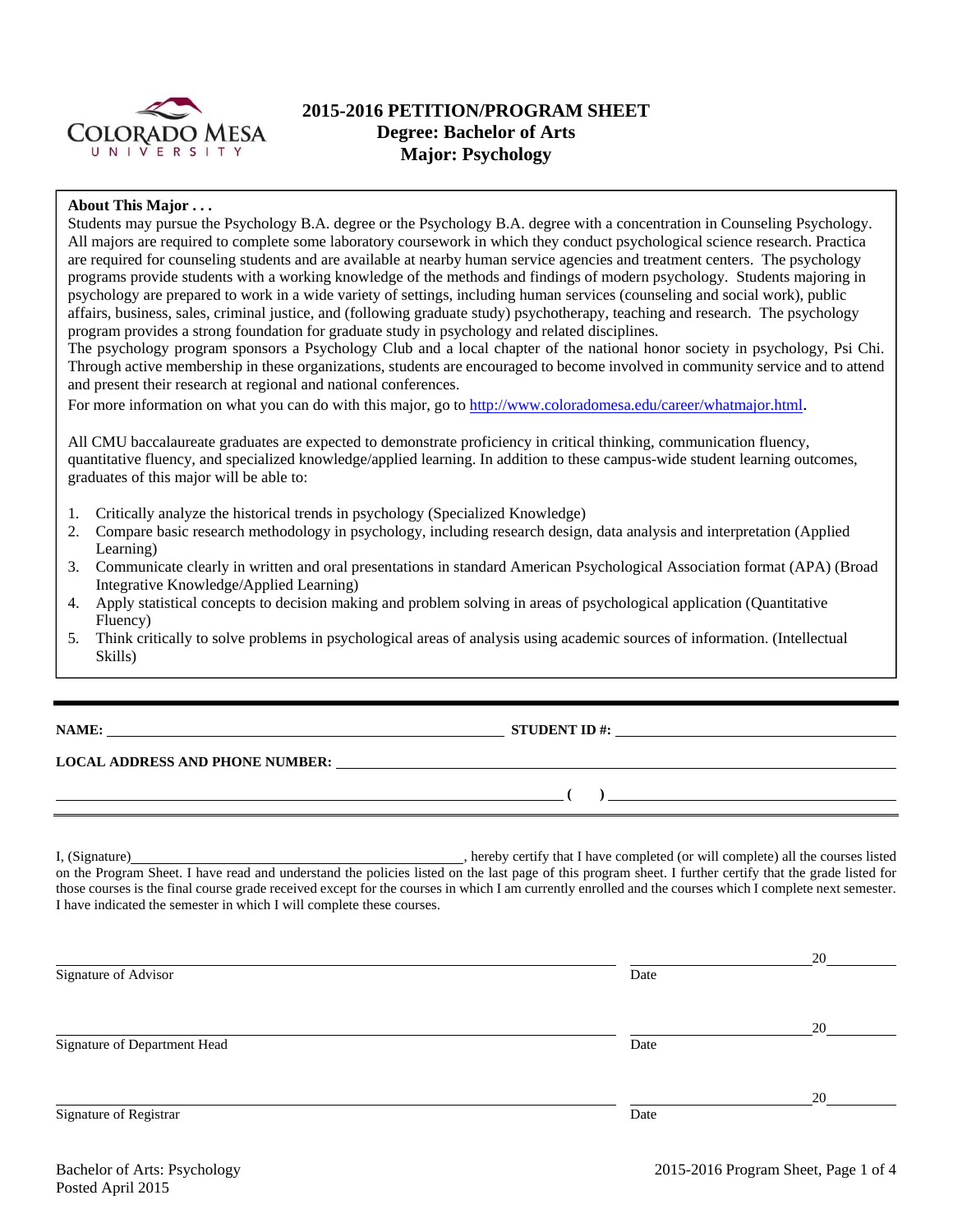# 2015-2016 PETITION/PROGRAM SHEET
## Degree: Bachelor of Arts
## Major: Psychology

**About This Major . . .**

Students may pursue the Psychology B.A. degree or the Psychology B.A. degree with a concentration in Counseling Psychology. All majors are required to complete some laboratory coursework in which they conduct psychological science research. Practica are required for counseling students and are available at nearby human service agencies and treatment centers. The psychology programs provide students with a working knowledge of the methods and findings of modern psychology. Students majoring in psychology are prepared to work in a wide variety of settings, including human services (counseling and social work), public affairs, business, sales, criminal justice, and (following graduate study) psychotherapy, teaching and research. The psychology program provides a strong foundation for graduate study in psychology and related disciplines.

The psychology program sponsors a Psychology Club and a local chapter of the national honor society in psychology, Psi Chi. Through active membership in these organizations, students are encouraged to become involved in community service and to attend and present their research at regional and national conferences.

For more information on what you can do with this major, go to http://www.coloradomesa.edu/career/whatmajor.html.

All CMU baccalaureate graduates are expected to demonstrate proficiency in critical thinking, communication fluency, quantitative fluency, and specialized knowledge/applied learning. In addition to these campus-wide student learning outcomes, graduates of this major will be able to:

1. Critically analyze the historical trends in psychology (Specialized Knowledge)
2. Compare basic research methodology in psychology, including research design, data analysis and interpretation (Applied Learning)
3. Communicate clearly in written and oral presentations in standard American Psychological Association format (APA) (Broad Integrative Knowledge/Applied Learning)
4. Apply statistical concepts to decision making and problem solving in areas of psychological application (Quantitative Fluency)
5. Think critically to solve problems in psychological areas of analysis using academic sources of information. (Intellectual Skills)

---

**NAME:** ______________________________ **STUDENT ID #:** ______________________

**LOCAL ADDRESS AND PHONE NUMBER:** ______________________________________________

______________________________________________ ( ) ______________________

---

I, (Signature)______________________________, hereby certify that I have completed (or will complete) all the courses listed on the Program Sheet. I have read and understand the policies listed on the last page of this program sheet. I further certify that the grade listed for those courses is the final course grade received except for the courses in which I am currently enrolled and the courses which I complete next semester. I have indicated the semester in which I will complete these courses.

______________________________________________ ____________________20________
Signature of Advisor Date

______________________________________________ ____________________20________
Signature of Department Head Date

______________________________________________ ____________________20________
Signature of Registrar Date

Bachelor of Arts: Psychology
Posted April 2015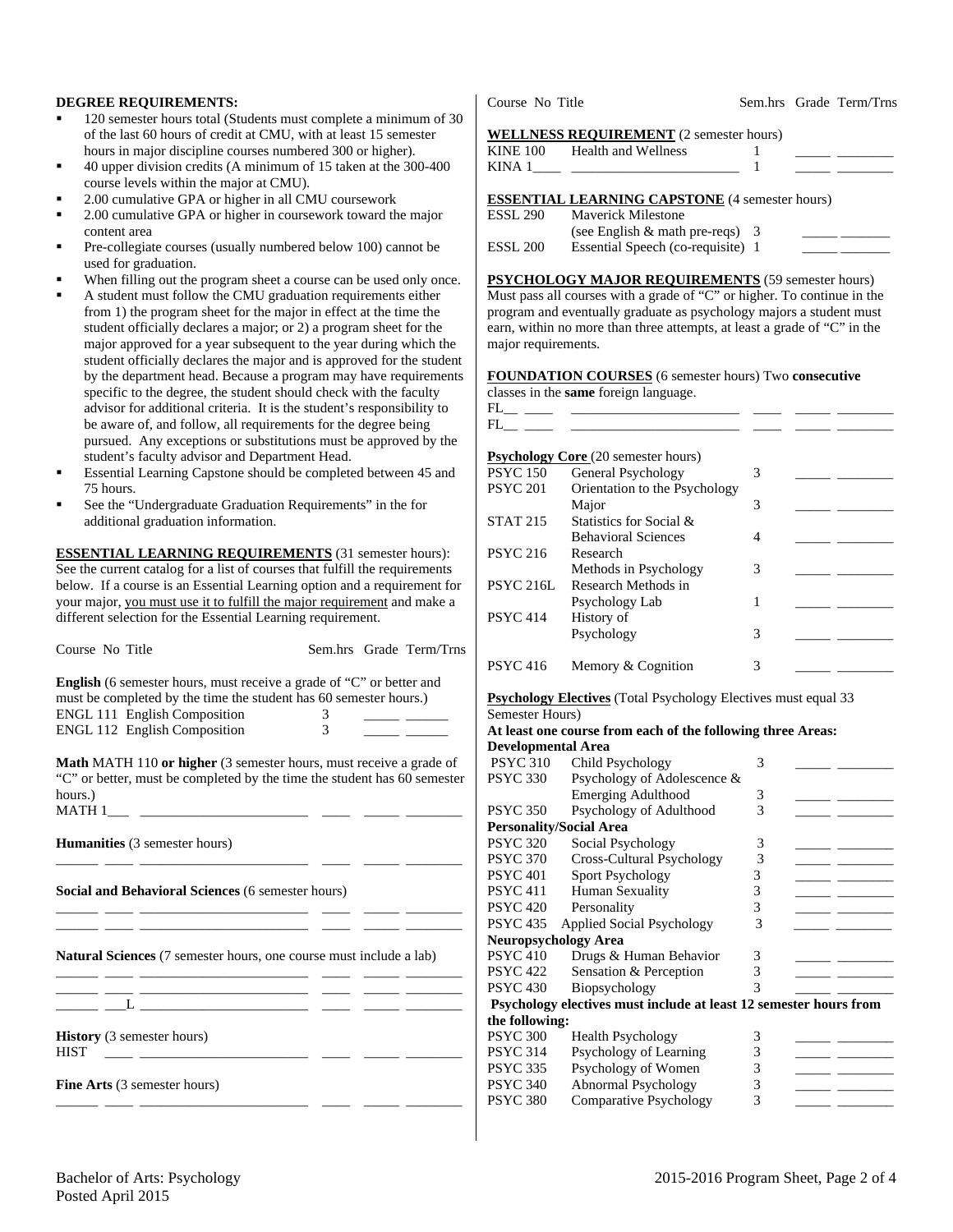**DEGREE REQUIREMENTS:**

- 120 semester hours total (Students must complete a minimum of 30 of the last 60 hours of credit at CMU, with at least 15 semester hours in major discipline courses numbered 300 or higher).
- 40 upper division credits (A minimum of 15 taken at the 300-400 course levels within the major at CMU).
- 2.00 cumulative GPA or higher in all CMU coursework
- 2.00 cumulative GPA or higher in coursework toward the major content area
- Pre-collegiate courses (usually numbered below 100) cannot be used for graduation.
- When filling out the program sheet a course can be used only once.
- A student must follow the CMU graduation requirements either from 1) the program sheet for the major in effect at the time the student officially declares a major; or 2) a program sheet for the major approved for a year subsequent to the year during which the student officially declares the major and is approved for the student by the department head. Because a program may have requirements specific to the degree, the student should check with the faculty advisor for additional criteria. It is the student's responsibility to be aware of, and follow, all requirements for the degree being pursued. Any exceptions or substitutions must be approved by the student's faculty advisor and Department Head.
- Essential Learning Capstone should be completed between 45 and 75 hours.
- See the "Undergraduate Graduation Requirements" in the for additional graduation information.

**ESSENTIAL LEARNING REQUIREMENTS** (31 semester hours): See the current catalog for a list of courses that fulfill the requirements below. If a course is an Essential Learning option and a requirement for your major, you must use it to fulfill the major requirement and make a different selection for the Essential Learning requirement.

| Course No | Title | Sem.hrs | Grade | Term/Trns |
|---|---|---|---|---|
| **English** (6 semester hours, must receive a grade of "C" or better and must be completed by the time the student has 60 semester hours.) | | | | |
| ENGL 111 | English Composition | 3 | _____ | ______ |
| ENGL 112 | English Composition | 3 | _____ | ______ |
| **Math** MATH 110 **or higher** (3 semester hours, must receive a grade of "C" or better, must be completed by the time the student has 60 semester hours.) | | | | |
| MATH 1___ | ________________________ | ____ | _____ | ________ |
| **Humanities** (3 semester hours) | | | | |
| ______ ____ | ________________________ | ____ | _____ | ________ |
| **Social and Behavioral Sciences** (6 semester hours) | | | | |
| ______ ____ | ________________________ | ____ | _____ | ________ |
| ______ ____ | ________________________ | ____ | _____ | ________ |
| **Natural Sciences** (7 semester hours, one course must include a lab) | | | | |
| ______ ____ | ________________________ | ____ | _____ | ________ |
| ______ ____ | ________________________ | ____ | _____ | ________ |
| ______ ___L | ________________________ | ____ | _____ | ________ |
| **History** (3 semester hours) | | | | |
| HIST ____ | ________________________ | ____ | _____ | ________ |
| **Fine Arts** (3 semester hours) | | | | |
| ______ ____ | ________________________ | ____ | _____ | ________ |

| Course No | Title | Sem.hrs | Grade | Term/Trns |
|---|---|---|---|---|
| **WELLNESS REQUIREMENT** (2 semester hours) | | | | |
| KINE 100 | Health and Wellness | 1 | _____ | ________ |
| KINA 1____ | ________________________ | 1 | _____ | ________ |
| **ESSENTIAL LEARNING CAPSTONE** (4 semester hours) | | | | |
| ESSL 290 | Maverick Milestone (see English & math pre-reqs) | 3 | _____ | _______ |
| ESSL 200 | Essential Speech (co-requisite) | 1 | _____ | _______ |

**PSYCHOLOGY MAJOR REQUIREMENTS** (59 semester hours) Must pass all courses with a grade of "C" or higher. To continue in the program and eventually graduate as psychology majors a student must earn, within no more than three attempts, at least a grade of "C" in the major requirements.

**FOUNDATION COURSES** (6 semester hours) Two **consecutive** classes in the **same** foreign language.

| Course No | Title | Sem.hrs | Grade | Term/Trns |
|---|---|---|---|---|
| FL__ ____ | ________________________ | ____ | _____ | ________ |
| FL__ ____ | ________________________ | ____ | _____ | ________ |

**Psychology Core** (20 semester hours)

| Course No | Title | Sem.hrs | Grade | Term/Trns |
|---|---|---|---|---|
| PSYC 150 | General Psychology | 3 | _____ | ________ |
| PSYC 201 | Orientation to the Psychology Major | 3 | _____ | ________ |
| STAT 215 | Statistics for Social & Behavioral Sciences | 4 | _____ | ________ |
| PSYC 216 | Research Methods in Psychology | 3 | _____ | ________ |
| PSYC 216L | Research Methods in Psychology Lab | 1 | _____ | ________ |
| PSYC 414 | History of Psychology | 3 | _____ | ________ |
| PSYC 416 | Memory & Cognition | 3 | _____ | ________ |

**Psychology Electives** (Total Psychology Electives must equal 33 Semester Hours)

**At least one course from each of the following three Areas:**

| Course No | Title | Sem.hrs | Grade | Term/Trns |
|---|---|---|---|---|
| **Developmental Area** | | | | |
| PSYC 310 | Child Psychology | 3 | _____ | ________ |
| PSYC 330 | Psychology of Adolescence & Emerging Adulthood | 3 | _____ | ________ |
| PSYC 350 | Psychology of Adulthood | 3 | _____ | ________ |
| **Personality/Social Area** | | | | |
| PSYC 320 | Social Psychology | 3 | _____ | ________ |
| PSYC 370 | Cross-Cultural Psychology | 3 | _____ | ________ |
| PSYC 401 | Sport Psychology | 3 | _____ | ________ |
| PSYC 411 | Human Sexuality | 3 | _____ | ________ |
| PSYC 420 | Personality | 3 | _____ | ________ |
| PSYC 435 | Applied Social Psychology | 3 | _____ | ________ |
| **Neuropsychology Area** | | | | |
| PSYC 410 | Drugs & Human Behavior | 3 | _____ | ________ |
| PSYC 422 | Sensation & Perception | 3 | _____ | ________ |
| PSYC 430 | Biopsychology | 3 | _____ | ________ |

**Psychology electives must include at least 12 semester hours from the following:**

| Course No | Title | Sem.hrs | Grade | Term/Trns |
|---|---|---|---|---|
| PSYC 300 | Health Psychology | 3 | _____ | ________ |
| PSYC 314 | Psychology of Learning | 3 | _____ | ________ |
| PSYC 335 | Psychology of Women | 3 | _____ | ________ |
| PSYC 340 | Abnormal Psychology | 3 | _____ | ________ |
| PSYC 380 | Comparative Psychology | 3 | _____ | ________ |

Bachelor of Arts: Psychology
Posted April 2015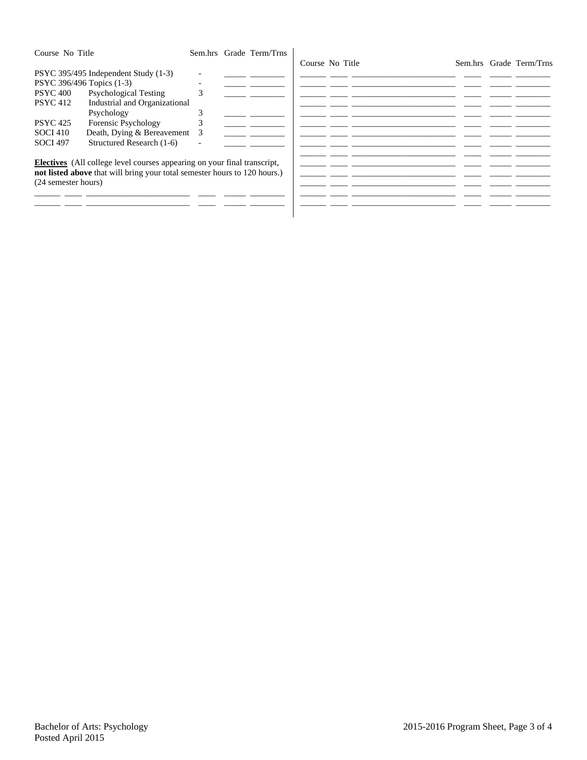| Course No | Title | Sem.hrs | Grade | Term/Trns |
| --- | --- | --- | --- | --- |
| PSYC 395/495 | Independent Study (1-3) | - | | |
| PSYC 396/496 | Topics (1-3) | - | | |
| PSYC 400 | Psychological Testing | 3 | | |
| PSYC 412 | Industrial and Organizational Psychology | 3 | | |
| PSYC 425 | Forensic Psychology | 3 | | |
| SOCI 410 | Death, Dying & Bereavement | 3 | | |
| SOCI 497 | Structured Research (1-6) | - | | |

**Electives** (All college level courses appearing on your final transcript, **not listed above** that will bring your total semester hours to 120 hours.) (24 semester hours)

| Course | No | Title | Sem.hrs | Grade | Term/Trns |
| --- | --- | --- | --- | --- | --- |
| | | | | | |
| | | | | | |
| | | | | | |
| | | | | | |
| | | | | | |
| | | | | | |
| | | | | | |
| | | | | | |
| | | | | | |
| | | | | | |
| | | | | | |
| | | | | | |
| | | | | | |
| | | | | | |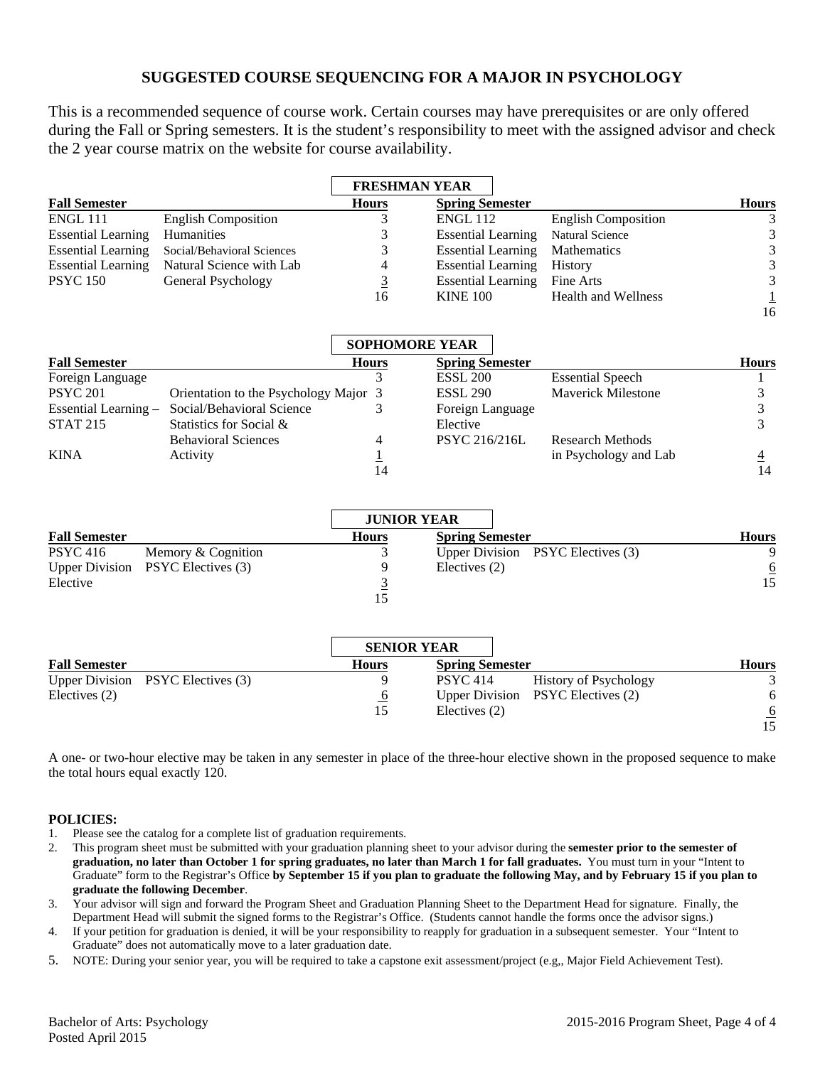# SUGGESTED COURSE SEQUENCING FOR A MAJOR IN PSYCHOLOGY

This is a recommended sequence of course work. Certain courses may have prerequisites or are only offered during the Fall or Spring semesters. It is the student's responsibility to meet with the assigned advisor and check the 2 year course matrix on the website for course availability.

## FRESHMAN YEAR

| Fall Semester | | Hours | Spring Semester | | Hours |
|---|---|---|---|---|---|
| ENGL 111 | English Composition | 3 | ENGL 112 | English Composition | 3 |
| Essential Learning | Humanities | 3 | Essential Learning | Natural Science | 3 |
| Essential Learning | Social/Behavioral Sciences | 3 | Essential Learning | Mathematics | 3 |
| Essential Learning | Natural Science with Lab | 4 | Essential Learning | History | 3 |
| PSYC 150 | General Psychology | 3 | Essential Learning | Fine Arts | 3 |
| | | 16 | KINE 100 | Health and Wellness | 1 |
| | | | | | 16 |

## SOPHOMORE YEAR

| Fall Semester | | Hours | Spring Semester | | Hours |
|---|---|---|---|---|---|
| Foreign Language | | 3 | ESSL 200 | Essential Speech | 1 |
| PSYC 201 | Orientation to the Psychology Major | 3 | ESSL 290 | Maverick Milestone | 3 |
| Essential Learning – | Social/Behavioral Science | 3 | Foreign Language | | 3 |
| STAT 215 | Statistics for Social & Behavioral Sciences | 4 | Elective | | 3 |
| KINA | Activity | 1 | PSYC 216/216L | Research Methods in Psychology and Lab | 4 |
| | | 14 | | | 14 |

## JUNIOR YEAR

| Fall Semester | | Hours | Spring Semester | | Hours |
|---|---|---|---|---|---|
| PSYC 416 | Memory & Cognition | 3 | Upper Division | PSYC Electives (3) | 9 |
| Upper Division | PSYC Electives (3) | 9 | Electives (2) | | 6 |
| Elective | | 3 | | | 15 |
| | | 15 | | | |

## SENIOR YEAR

| Fall Semester | | Hours | Spring Semester | | Hours |
|---|---|---|---|---|---|
| Upper Division | PSYC Electives (3) | 9 | PSYC 414 | History of Psychology | 3 |
| Electives (2) | | 6 | Upper Division | PSYC Electives (2) | 6 |
| | | 15 | Electives (2) | | 6 |
| | | | | | 15 |

A one- or two-hour elective may be taken in any semester in place of the three-hour elective shown in the proposed sequence to make the total hours equal exactly 120.

**POLICIES:**

1. Please see the catalog for a complete list of graduation requirements.
2. This program sheet must be submitted with your graduation planning sheet to your advisor during the **semester prior to the semester of graduation, no later than October 1 for spring graduates, no later than March 1 for fall graduates.** You must turn in your "Intent to Graduate" form to the Registrar's Office **by September 15 if you plan to graduate the following May, and by February 15 if you plan to graduate the following December**.
3. Your advisor will sign and forward the Program Sheet and Graduation Planning Sheet to the Department Head for signature. Finally, the Department Head will submit the signed forms to the Registrar's Office. (Students cannot handle the forms once the advisor signs.)
4. If your petition for graduation is denied, it will be your responsibility to reapply for graduation in a subsequent semester. Your "Intent to Graduate" does not automatically move to a later graduation date.
5. NOTE: During your senior year, you will be required to take a capstone exit assessment/project (e.g,, Major Field Achievement Test).

Bachelor of Arts: Psychology
Posted April 2015